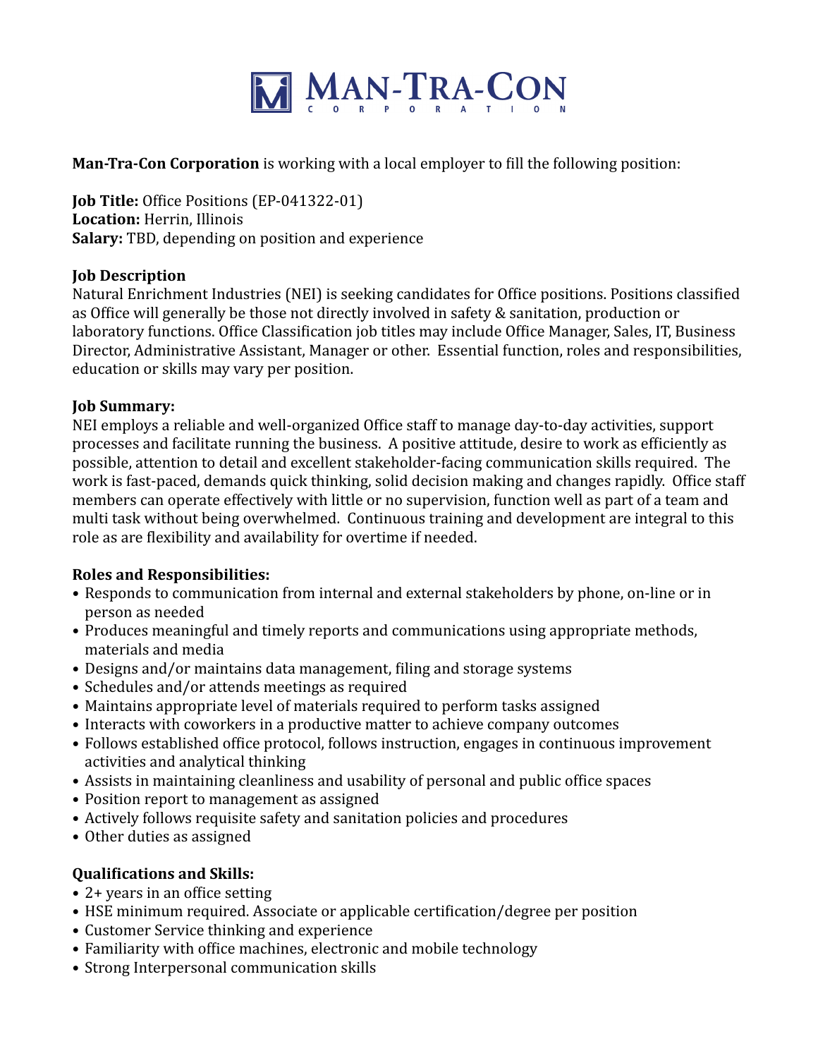# MAN-TRA-CON CORPORATION

**Man-Tra-Con Corporation** is working with a local employer to fill the following position:

**Job Title:** Office Positions (EP-041322-01)
**Location:** Herrin, Illinois
**Salary:** TBD, depending on position and experience

**Job Description**
Natural Enrichment Industries (NEI) is seeking candidates for Office positions. Positions classified as Office will generally be those not directly involved in safety & sanitation, production or laboratory functions. Office Classification job titles may include Office Manager, Sales, IT, Business Director, Administrative Assistant, Manager or other. Essential function, roles and responsibilities, education or skills may vary per position.

**Job Summary:**
NEI employs a reliable and well-organized Office staff to manage day-to-day activities, support processes and facilitate running the business. A positive attitude, desire to work as efficiently as possible, attention to detail and excellent stakeholder-facing communication skills required. The work is fast-paced, demands quick thinking, solid decision making and changes rapidly. Office staff members can operate effectively with little or no supervision, function well as part of a team and multi task without being overwhelmed. Continuous training and development are integral to this role as are flexibility and availability for overtime if needed.

**Roles and Responsibilities:**
- Responds to communication from internal and external stakeholders by phone, on-line or in person as needed
- Produces meaningful and timely reports and communications using appropriate methods, materials and media
- Designs and/or maintains data management, filing and storage systems
- Schedules and/or attends meetings as required
- Maintains appropriate level of materials required to perform tasks assigned
- Interacts with coworkers in a productive matter to achieve company outcomes
- Follows established office protocol, follows instruction, engages in continuous improvement activities and analytical thinking
- Assists in maintaining cleanliness and usability of personal and public office spaces
- Position report to management as assigned
- Actively follows requisite safety and sanitation policies and procedures
- Other duties as assigned

**Qualifications and Skills:**
- 2+ years in an office setting
- HSE minimum required. Associate or applicable certification/degree per position
- Customer Service thinking and experience
- Familiarity with office machines, electronic and mobile technology
- Strong Interpersonal communication skills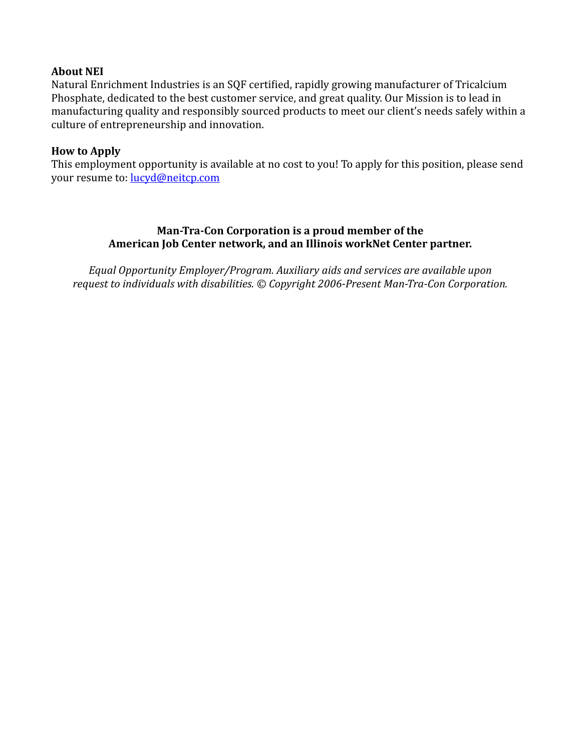**About NEI**

Natural Enrichment Industries is an SQF certified, rapidly growing manufacturer of Tricalcium Phosphate, dedicated to the best customer service, and great quality. Our Mission is to lead in manufacturing quality and responsibly sourced products to meet our client's needs safely within a culture of entrepreneurship and innovation.

**How to Apply**

This employment opportunity is available at no cost to you! To apply for this position, please send your resume to: lucyd@neitcp.com

**Man-Tra-Con Corporation is a proud member of the American Job Center network, and an Illinois workNet Center partner.**

*Equal Opportunity Employer/Program. Auxiliary aids and services are available upon request to individuals with disabilities. © Copyright 2006-Present Man-Tra-Con Corporation.*